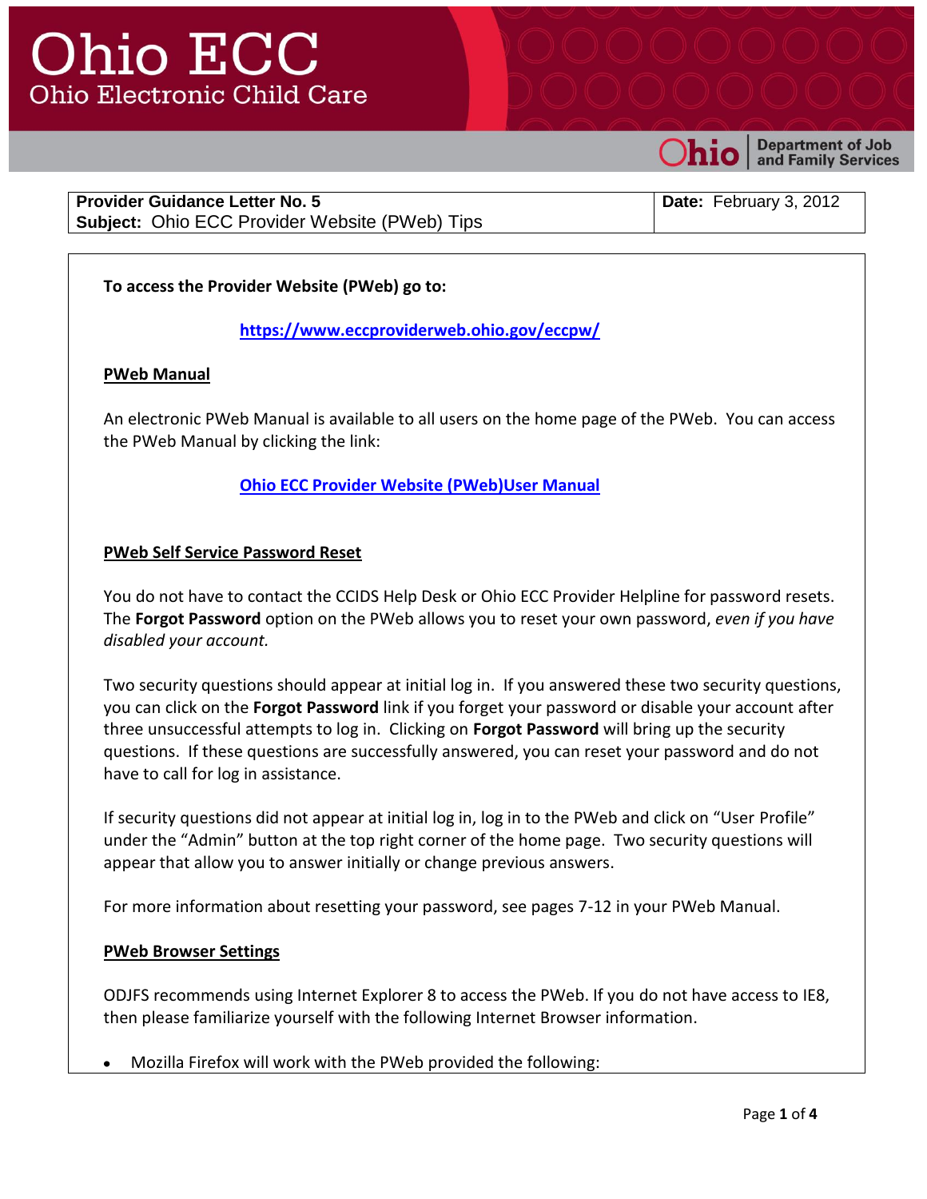# Ohio ECC

Ohio Electronic Child Care

Ohio | Department of Job and Family Services

| Provider Guidance Letter No. 5 | Date: February 3, 2012 |
|---|---|
| **Subject:** Ohio ECC Provider Website (PWeb) Tips | |

**To access the Provider Website (PWeb) go to:**

**https://www.eccproviderweb.ohio.gov/eccpw/**

## PWeb Manual

An electronic PWeb Manual is available to all users on the home page of the PWeb. You can access the PWeb Manual by clicking the link:

**Ohio ECC Provider Website (PWeb)User Manual**

## PWeb Self Service Password Reset

You do not have to contact the CCIDS Help Desk or Ohio ECC Provider Helpline for password resets. The **Forgot Password** option on the PWeb allows you to reset your own password, *even if you have disabled your account.*

Two security questions should appear at initial log in. If you answered these two security questions, you can click on the **Forgot Password** link if you forget your password or disable your account after three unsuccessful attempts to log in. Clicking on **Forgot Password** will bring up the security questions. If these questions are successfully answered, you can reset your password and do not have to call for log in assistance.

If security questions did not appear at initial log in, log in to the PWeb and click on "User Profile" under the "Admin" button at the top right corner of the home page. Two security questions will appear that allow you to answer initially or change previous answers.

For more information about resetting your password, see pages 7-12 in your PWeb Manual.

## PWeb Browser Settings

ODJFS recommends using Internet Explorer 8 to access the PWeb. If you do not have access to IE8, then please familiarize yourself with the following Internet Browser information.

- Mozilla Firefox will work with the PWeb provided the following: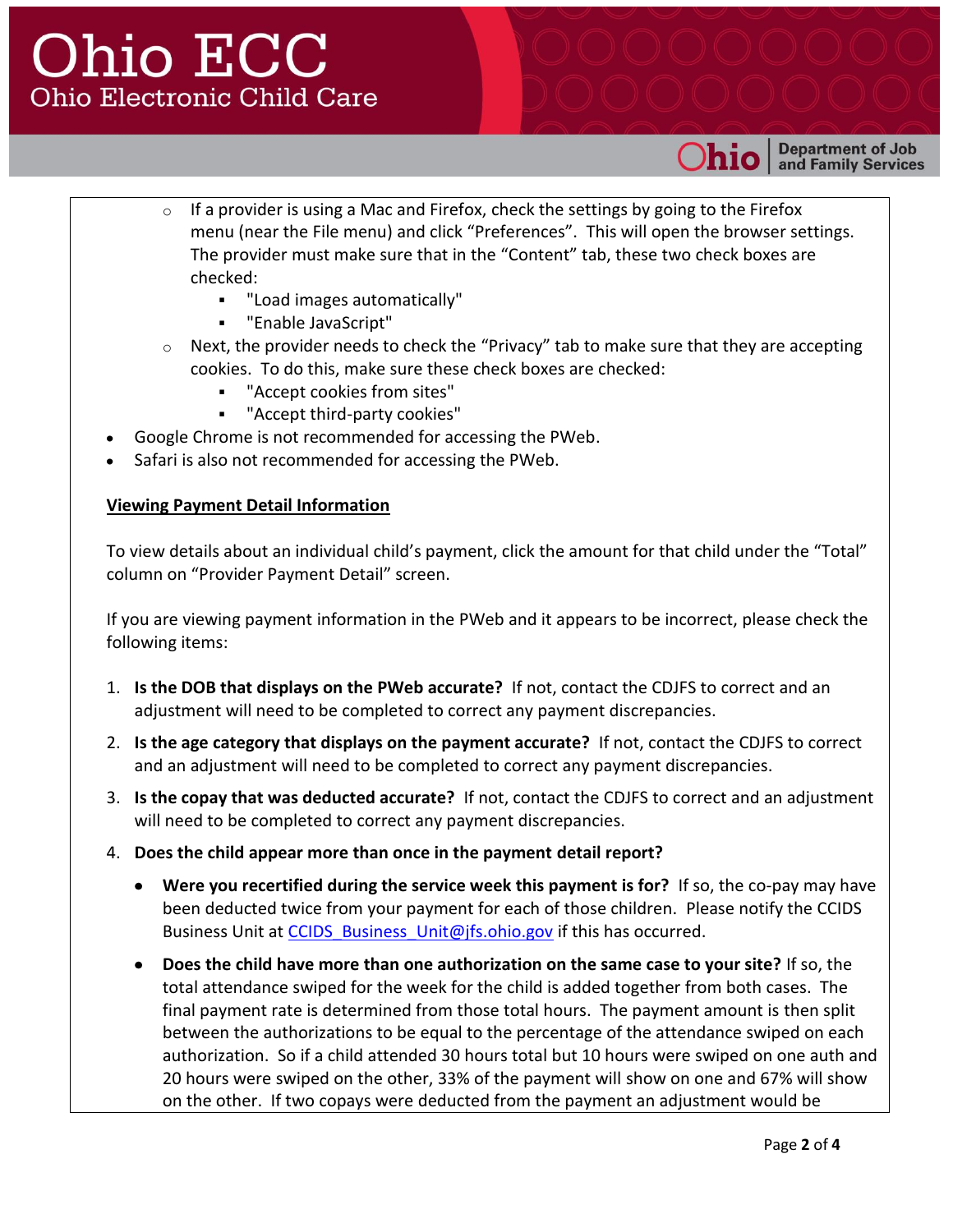- If a provider is using a Mac and Firefox, check the settings by going to the Firefox menu (near the File menu) and click "Preferences". This will open the browser settings. The provider must make sure that in the "Content" tab, these two check boxes are checked:
  - "Load images automatically"
  - "Enable JavaScript"
- Next, the provider needs to check the "Privacy" tab to make sure that they are accepting cookies. To do this, make sure these check boxes are checked:
  - "Accept cookies from sites"
  - "Accept third-party cookies"

- Google Chrome is not recommended for accessing the PWeb.
- Safari is also not recommended for accessing the PWeb.

**Viewing Payment Detail Information**

To view details about an individual child's payment, click the amount for that child under the "Total" column on "Provider Payment Detail" screen.

If you are viewing payment information in the PWeb and it appears to be incorrect, please check the following items:

1. **Is the DOB that displays on the PWeb accurate?** If not, contact the CDJFS to correct and an adjustment will need to be completed to correct any payment discrepancies.
2. **Is the age category that displays on the payment accurate?** If not, contact the CDJFS to correct and an adjustment will need to be completed to correct any payment discrepancies.
3. **Is the copay that was deducted accurate?** If not, contact the CDJFS to correct and an adjustment will need to be completed to correct any payment discrepancies.
4. **Does the child appear more than once in the payment detail report?**
   - **Were you recertified during the service week this payment is for?** If so, the co-pay may have been deducted twice from your payment for each of those children. Please notify the CCIDS Business Unit at CCIDS_Business_Unit@jfs.ohio.gov if this has occurred.
   - **Does the child have more than one authorization on the same case to your site?** If so, the total attendance swiped for the week for the child is added together from both cases. The final payment rate is determined from those total hours. The payment amount is then split between the authorizations to be equal to the percentage of the attendance swiped on each authorization. So if a child attended 30 hours total but 10 hours were swiped on one auth and 20 hours were swiped on the other, 33% of the payment will show on one and 67% will show on the other. If two copays were deducted from the payment an adjustment would be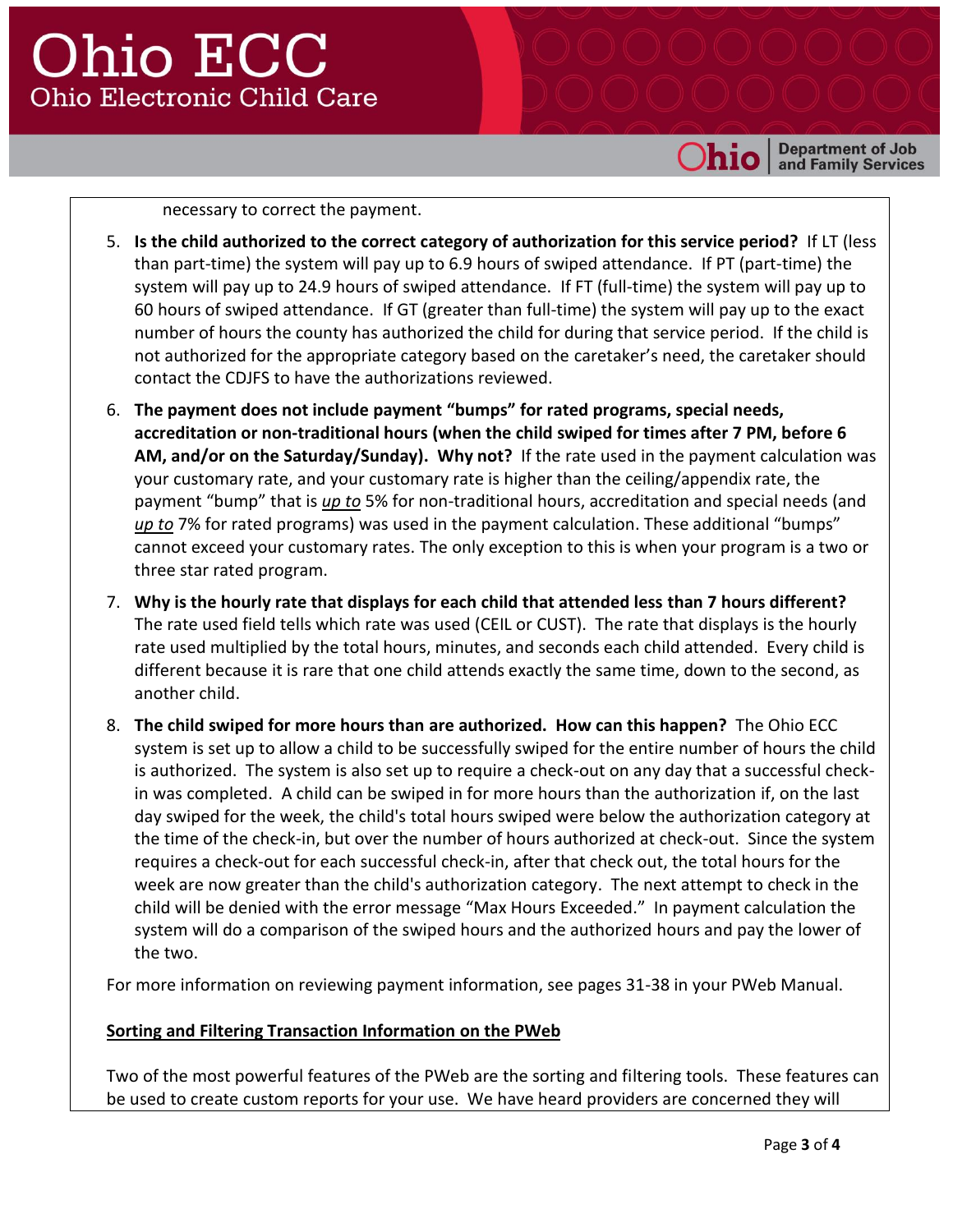necessary to correct the payment.

5. **Is the child authorized to the correct category of authorization for this service period?** If LT (less than part-time) the system will pay up to 6.9 hours of swiped attendance. If PT (part-time) the system will pay up to 24.9 hours of swiped attendance. If FT (full-time) the system will pay up to 60 hours of swiped attendance. If GT (greater than full-time) the system will pay up to the exact number of hours the county has authorized the child for during that service period. If the child is not authorized for the appropriate category based on the caretaker's need, the caretaker should contact the CDJFS to have the authorizations reviewed.
6. **The payment does not include payment "bumps" for rated programs, special needs, accreditation or non-traditional hours (when the child swiped for times after 7 PM, before 6 AM, and/or on the Saturday/Sunday). Why not?** If the rate used in the payment calculation was your customary rate, and your customary rate is higher than the ceiling/appendix rate, the payment "bump" that is ***up to*** 5% for non-traditional hours, accreditation and special needs (and ***up to*** 7% for rated programs) was used in the payment calculation. These additional "bumps" cannot exceed your customary rates. The only exception to this is when your program is a two or three star rated program.
7. **Why is the hourly rate that displays for each child that attended less than 7 hours different?** The rate used field tells which rate was used (CEIL or CUST). The rate that displays is the hourly rate used multiplied by the total hours, minutes, and seconds each child attended. Every child is different because it is rare that one child attends exactly the same time, down to the second, as another child.
8. **The child swiped for more hours than are authorized. How can this happen?** The Ohio ECC system is set up to allow a child to be successfully swiped for the entire number of hours the child is authorized. The system is also set up to require a check-out on any day that a successful check-in was completed. A child can be swiped in for more hours than the authorization if, on the last day swiped for the week, the child's total hours swiped were below the authorization category at the time of the check-in, but over the number of hours authorized at check-out. Since the system requires a check-out for each successful check-in, after that check out, the total hours for the week are now greater than the child's authorization category. The next attempt to check in the child will be denied with the error message "Max Hours Exceeded." In payment calculation the system will do a comparison of the swiped hours and the authorized hours and pay the lower of the two.

For more information on reviewing payment information, see pages 31-38 in your PWeb Manual.

**<u>Sorting and Filtering Transaction Information on the PWeb</u>**

Two of the most powerful features of the PWeb are the sorting and filtering tools. These features can be used to create custom reports for your use. We have heard providers are concerned they will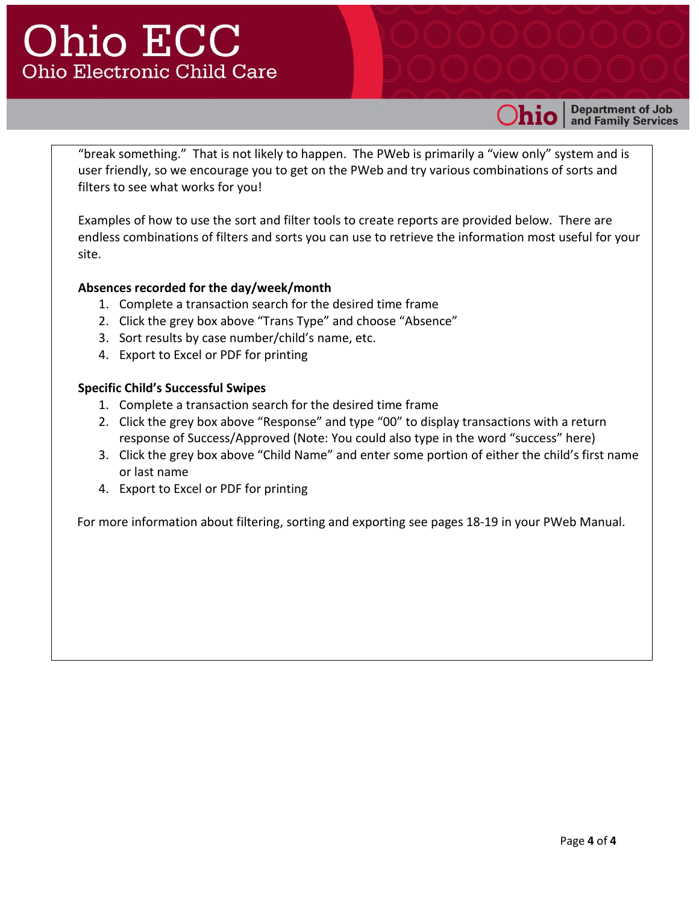"break something." That is not likely to happen. The PWeb is primarily a "view only" system and is user friendly, so we encourage you to get on the PWeb and try various combinations of sorts and filters to see what works for you!

Examples of how to use the sort and filter tools to create reports are provided below. There are endless combinations of filters and sorts you can use to retrieve the information most useful for your site.

**Absences recorded for the day/week/month**

1. Complete a transaction search for the desired time frame
2. Click the grey box above "Trans Type" and choose "Absence"
3. Sort results by case number/child's name, etc.
4. Export to Excel or PDF for printing

**Specific Child's Successful Swipes**

1. Complete a transaction search for the desired time frame
2. Click the grey box above "Response" and type "00" to display transactions with a return response of Success/Approved (Note: You could also type in the word "success" here)
3. Click the grey box above "Child Name" and enter some portion of either the child's first name or last name
4. Export to Excel or PDF for printing

For more information about filtering, sorting and exporting see pages 18-19 in your PWeb Manual.